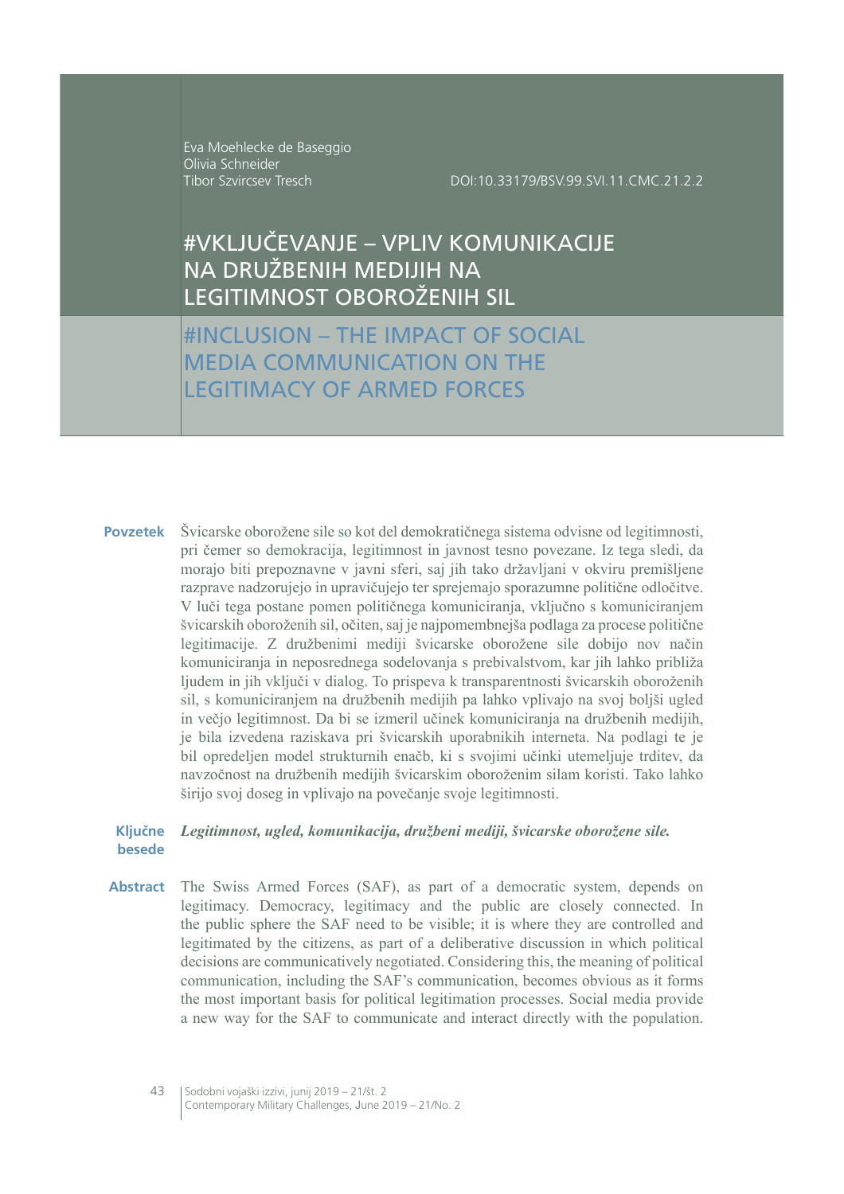Eva Moehlecke de Baseggio
Olivia Schneider
Tibor Szvircsev Tresch

DOI:10.33179/BSV.99.SVI.11.CMC.21.2.2

# #VKLJUČEVANJE – VPLIV KOMUNIKACIJE NA DRUŽBENIH MEDIJIH NA LEGITIMNOST OBOROŽENIH SIL

# #INCLUSION – THE IMPACT OF SOCIAL MEDIA COMMUNICATION ON THE LEGITIMACY OF ARMED FORCES

**Povzetek** Švicarske oborožene sile so kot del demokratičnega sistema odvisne od legitimnosti, pri čemer so demokracija, legitimnost in javnost tesno povezane. Iz tega sledi, da morajo biti prepoznavne v javni sferi, saj jih tako državljani v okviru premišljene razprave nadzorujejo in upravičujejo ter sprejemajo sporazumne politične odločitve. V luči tega postane pomen političnega komuniciranja, vključno s komuniciranjem švicarskih oboroženih sil, očiten, saj je najpomembnejša podlaga za procese politične legitimacije. Z družbenimi mediji švicarske oborožene sile dobijo nov način komuniciranja in neposrednega sodelovanja s prebivalstvom, kar jih lahko približa ljudem in jih vključi v dialog. To prispeva k transparentnosti švicarskih oboroženih sil, s komuniciranjem na družbenih medijih pa lahko vplivajo na svoj boljši ugled in večjo legitimnost. Da bi se izmeril učinek komuniciranja na družbenih medijih, je bila izvedena raziskava pri švicarskih uporabnikih interneta. Na podlagi te je bil opredeljen model strukturnih enačb, ki s svojimi učinki utemeljuje trditev, da navzočnost na družbenih medijih švicarskim oboroženim silam koristi. Tako lahko širijo svoj doseg in vplivajo na povečanje svoje legitimnosti.

**Ključne besede** ***Legitimnost, ugled, komunikacija, družbeni mediji, švicarske oborožene sile.***

**Abstract** The Swiss Armed Forces (SAF), as part of a democratic system, depends on legitimacy. Democracy, legitimacy and the public are closely connected. In the public sphere the SAF need to be visible; it is where they are controlled and legitimated by the citizens, as part of a deliberative discussion in which political decisions are communicatively negotiated. Considering this, the meaning of political communication, including the SAF's communication, becomes obvious as it forms the most important basis for political legitimation processes. Social media provide a new way for the SAF to communicate and interact directly with the population.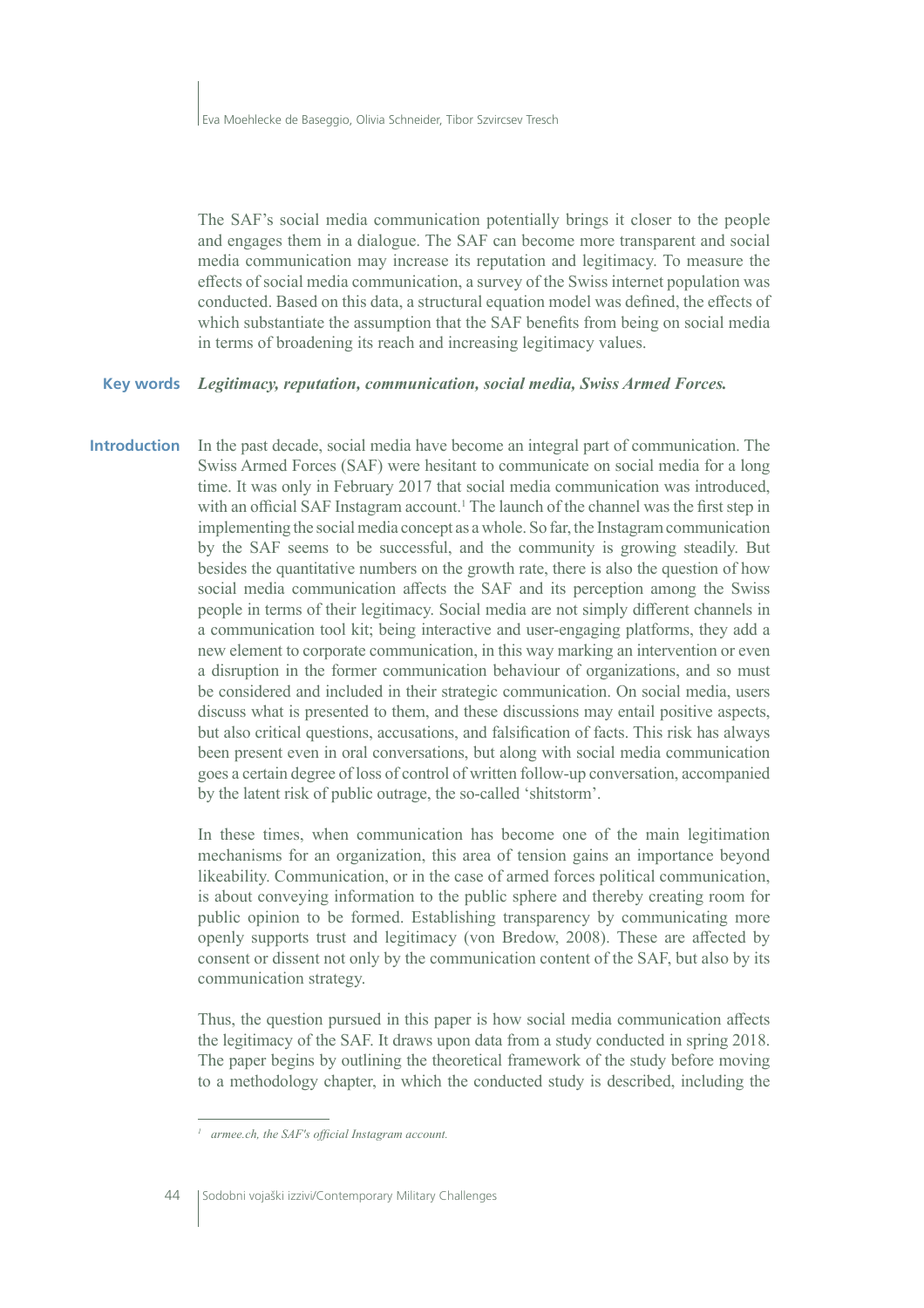The SAF's social media communication potentially brings it closer to the people and engages them in a dialogue. The SAF can become more transparent and social media communication may increase its reputation and legitimacy. To measure the effects of social media communication, a survey of the Swiss internet population was conducted. Based on this data, a structural equation model was defined, the effects of which substantiate the assumption that the SAF benefits from being on social media in terms of broadening its reach and increasing legitimacy values.

**Key words** ***Legitimacy, reputation, communication, social media, Swiss Armed Forces.***

## Introduction

In the past decade, social media have become an integral part of communication. The Swiss Armed Forces (SAF) were hesitant to communicate on social media for a long time. It was only in February 2017 that social media communication was introduced, with an official SAF Instagram account.[1] The launch of the channel was the first step in implementing the social media concept as a whole. So far, the Instagram communication by the SAF seems to be successful, and the community is growing steadily. But besides the quantitative numbers on the growth rate, there is also the question of how social media communication affects the SAF and its perception among the Swiss people in terms of their legitimacy. Social media are not simply different channels in a communication tool kit; being interactive and user-engaging platforms, they add a new element to corporate communication, in this way marking an intervention or even a disruption in the former communication behaviour of organizations, and so must be considered and included in their strategic communication. On social media, users discuss what is presented to them, and these discussions may entail positive aspects, but also critical questions, accusations, and falsification of facts. This risk has always been present even in oral conversations, but along with social media communication goes a certain degree of loss of control of written follow-up conversation, accompanied by the latent risk of public outrage, the so-called 'shitstorm'.

In these times, when communication has become one of the main legitimation mechanisms for an organization, this area of tension gains an importance beyond likeability. Communication, or in the case of armed forces political communication, is about conveying information to the public sphere and thereby creating room for public opinion to be formed. Establishing transparency by communicating more openly supports trust and legitimacy (von Bredow, 2008). These are affected by consent or dissent not only by the communication content of the SAF, but also by its communication strategy.

Thus, the question pursued in this paper is how social media communication affects the legitimacy of the SAF. It draws upon data from a study conducted in spring 2018. The paper begins by outlining the theoretical framework of the study before moving to a methodology chapter, in which the conducted study is described, including the

---

[1] *armee.ch, the SAF's official Instagram account.*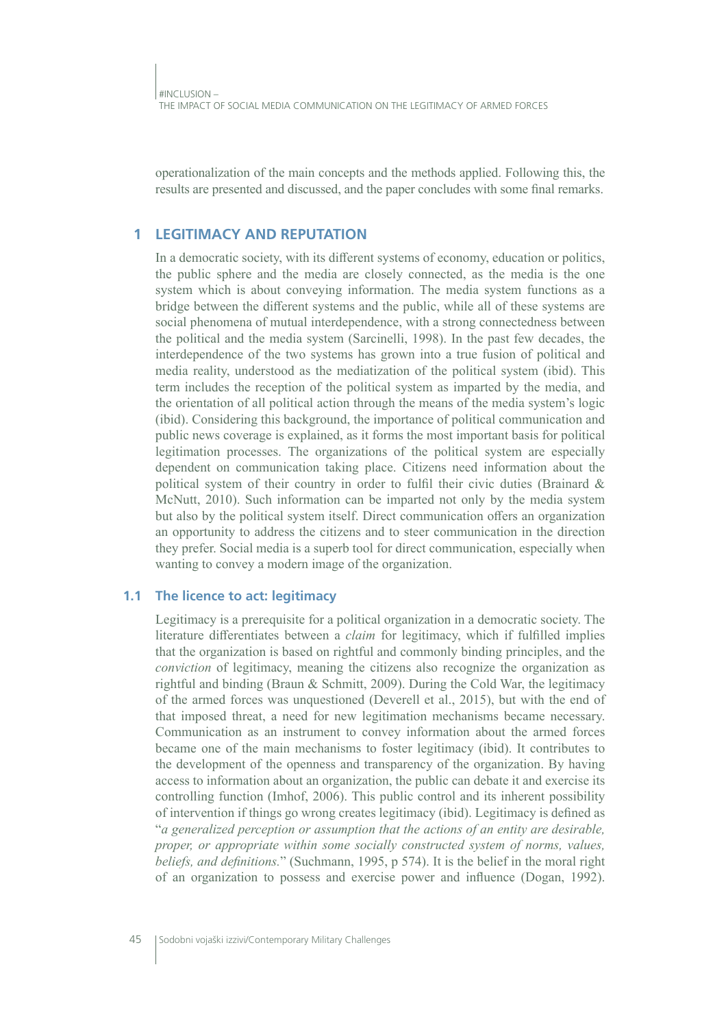operationalization of the main concepts and the methods applied. Following this, the results are presented and discussed, and the paper concludes with some final remarks.

## 1 LEGITIMACY AND REPUTATION

In a democratic society, with its different systems of economy, education or politics, the public sphere and the media are closely connected, as the media is the one system which is about conveying information. The media system functions as a bridge between the different systems and the public, while all of these systems are social phenomena of mutual interdependence, with a strong connectedness between the political and the media system (Sarcinelli, 1998). In the past few decades, the interdependence of the two systems has grown into a true fusion of political and media reality, understood as the mediatization of the political system (ibid). This term includes the reception of the political system as imparted by the media, and the orientation of all political action through the means of the media system's logic (ibid). Considering this background, the importance of political communication and public news coverage is explained, as it forms the most important basis for political legitimation processes. The organizations of the political system are especially dependent on communication taking place. Citizens need information about the political system of their country in order to fulfil their civic duties (Brainard & McNutt, 2010). Such information can be imparted not only by the media system but also by the political system itself. Direct communication offers an organization an opportunity to address the citizens and to steer communication in the direction they prefer. Social media is a superb tool for direct communication, especially when wanting to convey a modern image of the organization.

### 1.1 The licence to act: legitimacy

Legitimacy is a prerequisite for a political organization in a democratic society. The literature differentiates between a *claim* for legitimacy, which if fulfilled implies that the organization is based on rightful and commonly binding principles, and the *conviction* of legitimacy, meaning the citizens also recognize the organization as rightful and binding (Braun & Schmitt, 2009). During the Cold War, the legitimacy of the armed forces was unquestioned (Deverell et al., 2015), but with the end of that imposed threat, a need for new legitimation mechanisms became necessary. Communication as an instrument to convey information about the armed forces became one of the main mechanisms to foster legitimacy (ibid). It contributes to the development of the openness and transparency of the organization. By having access to information about an organization, the public can debate it and exercise its controlling function (Imhof, 2006). This public control and its inherent possibility of intervention if things go wrong creates legitimacy (ibid). Legitimacy is defined as "*a generalized perception or assumption that the actions of an entity are desirable, proper, or appropriate within some socially constructed system of norms, values, beliefs, and definitions.*" (Suchmann, 1995, p 574). It is the belief in the moral right of an organization to possess and exercise power and influence (Dogan, 1992).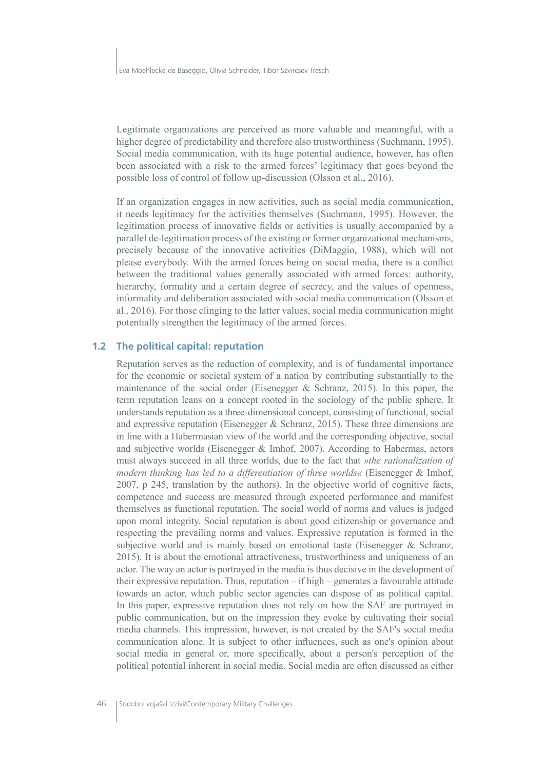Legitimate organizations are perceived as more valuable and meaningful, with a higher degree of predictability and therefore also trustworthiness (Suchmann, 1995). Social media communication, with its huge potential audience, however, has often been associated with a risk to the armed forces' legitimacy that goes beyond the possible loss of control of follow up-discussion (Olsson et al., 2016).

If an organization engages in new activities, such as social media communication, it needs legitimacy for the activities themselves (Suchmann, 1995). However, the legitimation process of innovative fields or activities is usually accompanied by a parallel de-legitimation process of the existing or former organizational mechanisms, precisely because of the innovative activities (DiMaggio, 1988), which will not please everybody. With the armed forces being on social media, there is a conflict between the traditional values generally associated with armed forces: authority, hierarchy, formality and a certain degree of secrecy, and the values of openness, informality and deliberation associated with social media communication (Olsson et al., 2016). For those clinging to the latter values, social media communication might potentially strengthen the legitimacy of the armed forces.

## 1.2 The political capital: reputation

Reputation serves as the reduction of complexity, and is of fundamental importance for the economic or societal system of a nation by contributing substantially to the maintenance of the social order (Eisenegger & Schranz, 2015). In this paper, the term reputation leans on a concept rooted in the sociology of the public sphere. It understands reputation as a three-dimensional concept, consisting of functional, social and expressive reputation (Eisenegger & Schranz, 2015). These three dimensions are in line with a Habermasian view of the world and the corresponding objective, social and subjective worlds (Eisenegger & Imhof, 2007). According to Habermas, actors must always succeed in all three worlds, due to the fact that *»the rationalization of modern thinking has led to a differentiation of three worlds«* (Eisenegger & Imhof, 2007, p 245, translation by the authors). In the objective world of cognitive facts, competence and success are measured through expected performance and manifest themselves as functional reputation. The social world of norms and values is judged upon moral integrity. Social reputation is about good citizenship or governance and respecting the prevailing norms and values. Expressive reputation is formed in the subjective world and is mainly based on emotional taste (Eisenegger & Schranz, 2015). It is about the emotional attractiveness, trustworthiness and uniqueness of an actor. The way an actor is portrayed in the media is thus decisive in the development of their expressive reputation. Thus, reputation – if high – generates a favourable attitude towards an actor, which public sector agencies can dispose of as political capital. In this paper, expressive reputation does not rely on how the SAF are portrayed in public communication, but on the impression they evoke by cultivating their social media channels. This impression, however, is not created by the SAF's social media communication alone. It is subject to other influences, such as one's opinion about social media in general or, more specifically, about a person's perception of the political potential inherent in social media. Social media are often discussed as either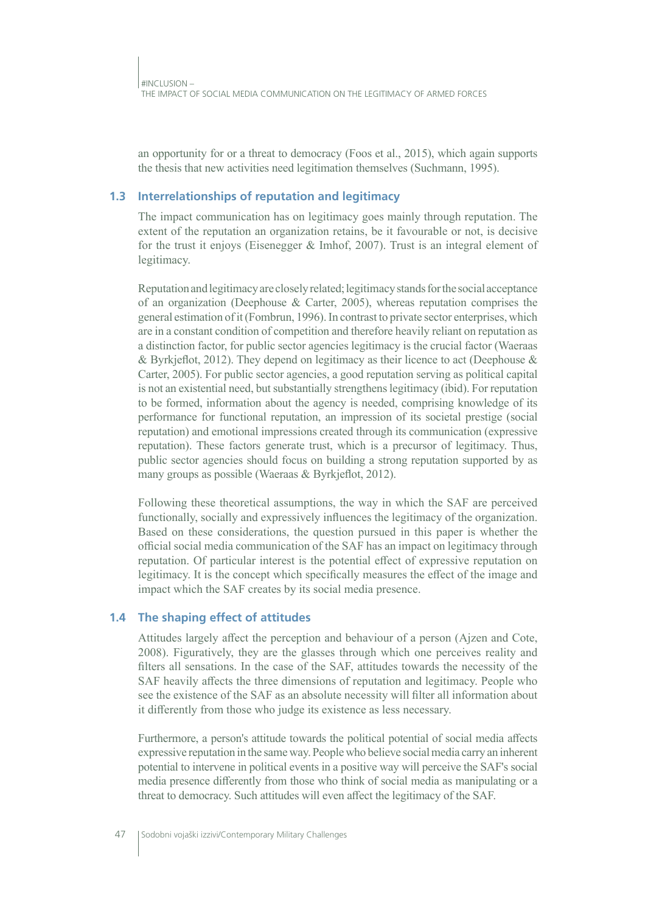an opportunity for or a threat to democracy (Foos et al., 2015), which again supports the thesis that new activities need legitimation themselves (Suchmann, 1995).

## 1.3 Interrelationships of reputation and legitimacy

The impact communication has on legitimacy goes mainly through reputation. The extent of the reputation an organization retains, be it favourable or not, is decisive for the trust it enjoys (Eisenegger & Imhof, 2007). Trust is an integral element of legitimacy.

Reputation and legitimacy are closely related; legitimacy stands for the social acceptance of an organization (Deephouse & Carter, 2005), whereas reputation comprises the general estimation of it (Fombrun, 1996). In contrast to private sector enterprises, which are in a constant condition of competition and therefore heavily reliant on reputation as a distinction factor, for public sector agencies legitimacy is the crucial factor (Waeraas & Byrkjeflot, 2012). They depend on legitimacy as their licence to act (Deephouse & Carter, 2005). For public sector agencies, a good reputation serving as political capital is not an existential need, but substantially strengthens legitimacy (ibid). For reputation to be formed, information about the agency is needed, comprising knowledge of its performance for functional reputation, an impression of its societal prestige (social reputation) and emotional impressions created through its communication (expressive reputation). These factors generate trust, which is a precursor of legitimacy. Thus, public sector agencies should focus on building a strong reputation supported by as many groups as possible (Waeraas & Byrkjeflot, 2012).

Following these theoretical assumptions, the way in which the SAF are perceived functionally, socially and expressively influences the legitimacy of the organization. Based on these considerations, the question pursued in this paper is whether the official social media communication of the SAF has an impact on legitimacy through reputation. Of particular interest is the potential effect of expressive reputation on legitimacy. It is the concept which specifically measures the effect of the image and impact which the SAF creates by its social media presence.

## 1.4 The shaping effect of attitudes

Attitudes largely affect the perception and behaviour of a person (Ajzen and Cote, 2008). Figuratively, they are the glasses through which one perceives reality and filters all sensations. In the case of the SAF, attitudes towards the necessity of the SAF heavily affects the three dimensions of reputation and legitimacy. People who see the existence of the SAF as an absolute necessity will filter all information about it differently from those who judge its existence as less necessary.

Furthermore, a person's attitude towards the political potential of social media affects expressive reputation in the same way. People who believe social media carry an inherent potential to intervene in political events in a positive way will perceive the SAF's social media presence differently from those who think of social media as manipulating or a threat to democracy. Such attitudes will even affect the legitimacy of the SAF.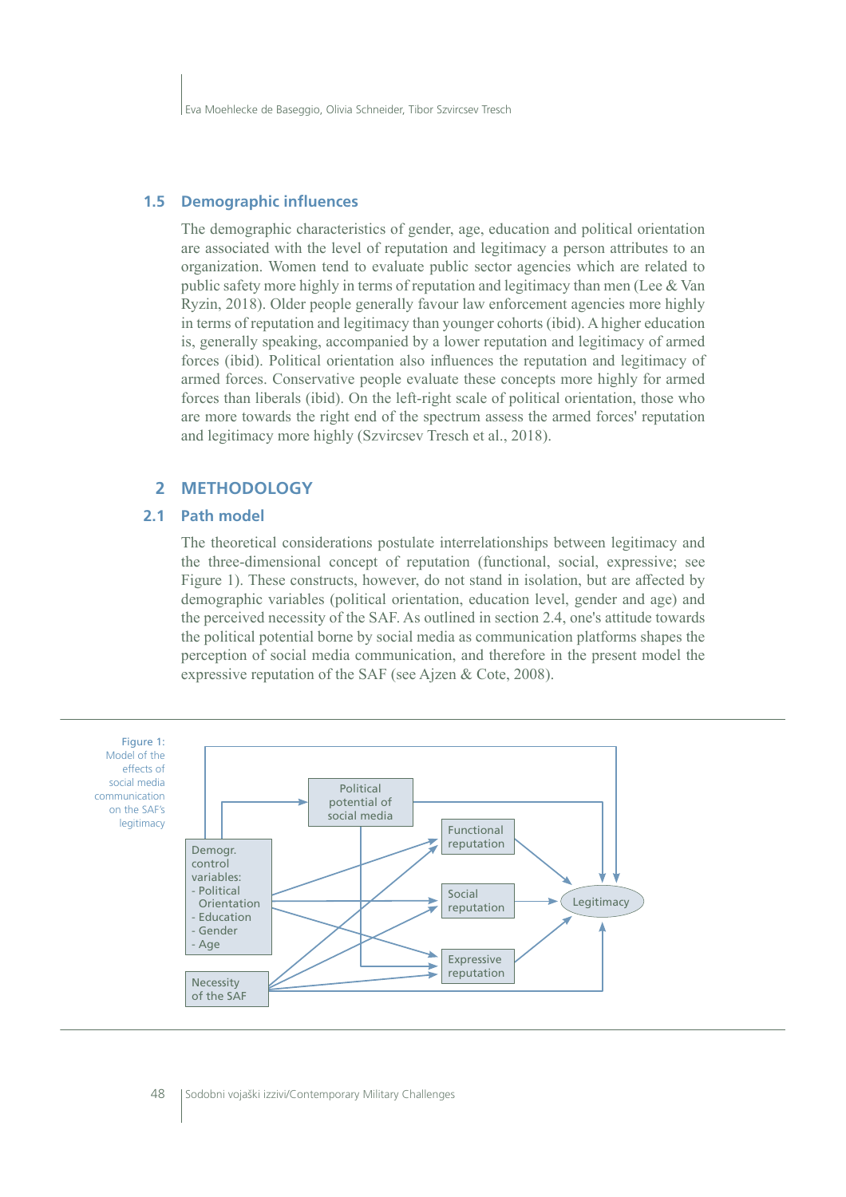## 1.5 Demographic influences

The demographic characteristics of gender, age, education and political orientation are associated with the level of reputation and legitimacy a person attributes to an organization. Women tend to evaluate public sector agencies which are related to public safety more highly in terms of reputation and legitimacy than men (Lee & Van Ryzin, 2018). Older people generally favour law enforcement agencies more highly in terms of reputation and legitimacy than younger cohorts (ibid). A higher education is, generally speaking, accompanied by a lower reputation and legitimacy of armed forces (ibid). Political orientation also influences the reputation and legitimacy of armed forces. Conservative people evaluate these concepts more highly for armed forces than liberals (ibid). On the left-right scale of political orientation, those who are more towards the right end of the spectrum assess the armed forces' reputation and legitimacy more highly (Szvircsev Tresch et al., 2018).

# 2 METHODOLOGY

## 2.1 Path model

The theoretical considerations postulate interrelationships between legitimacy and the three-dimensional concept of reputation (functional, social, expressive; see Figure 1). These constructs, however, do not stand in isolation, but are affected by demographic variables (political orientation, education level, gender and age) and the perceived necessity of the SAF. As outlined in section 2.4, one's attitude towards the political potential borne by social media as communication platforms shapes the perception of social media communication, and therefore in the present model the expressive reputation of the SAF (see Ajzen & Cote, 2008).

Figure 1: Model of the effects of social media communication on the SAF's legitimacy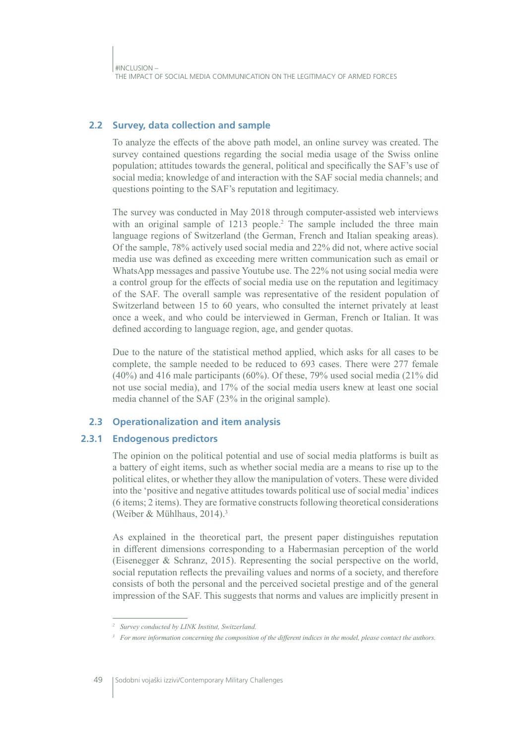## 2.2 Survey, data collection and sample

To analyze the effects of the above path model, an online survey was created. The survey contained questions regarding the social media usage of the Swiss online population; attitudes towards the general, political and specifically the SAF's use of social media; knowledge of and interaction with the SAF social media channels; and questions pointing to the SAF's reputation and legitimacy.

The survey was conducted in May 2018 through computer-assisted web interviews with an original sample of 1213 people.[2] The sample included the three main language regions of Switzerland (the German, French and Italian speaking areas). Of the sample, 78% actively used social media and 22% did not, where active social media use was defined as exceeding mere written communication such as email or WhatsApp messages and passive Youtube use. The 22% not using social media were a control group for the effects of social media use on the reputation and legitimacy of the SAF. The overall sample was representative of the resident population of Switzerland between 15 to 60 years, who consulted the internet privately at least once a week, and who could be interviewed in German, French or Italian. It was defined according to language region, age, and gender quotas.

Due to the nature of the statistical method applied, which asks for all cases to be complete, the sample needed to be reduced to 693 cases. There were 277 female (40%) and 416 male participants (60%). Of these, 79% used social media (21% did not use social media), and 17% of the social media users knew at least one social media channel of the SAF (23% in the original sample).

## 2.3 Operationalization and item analysis

### 2.3.1 Endogenous predictors

The opinion on the political potential and use of social media platforms is built as a battery of eight items, such as whether social media are a means to rise up to the political elites, or whether they allow the manipulation of voters. These were divided into the 'positive and negative attitudes towards political use of social media' indices (6 items; 2 items). They are formative constructs following theoretical considerations (Weiber & Mühlhaus, 2014).[3]

As explained in the theoretical part, the present paper distinguishes reputation in different dimensions corresponding to a Habermasian perception of the world (Eisenegger & Schranz, 2015). Representing the social perspective on the world, social reputation reflects the prevailing values and norms of a society, and therefore consists of both the personal and the perceived societal prestige and of the general impression of the SAF. This suggests that norms and values are implicitly present in

---

[2] *Survey conducted by LINK Institut, Switzerland.*

[3] *For more information concerning the composition of the different indices in the model, please contact the authors.*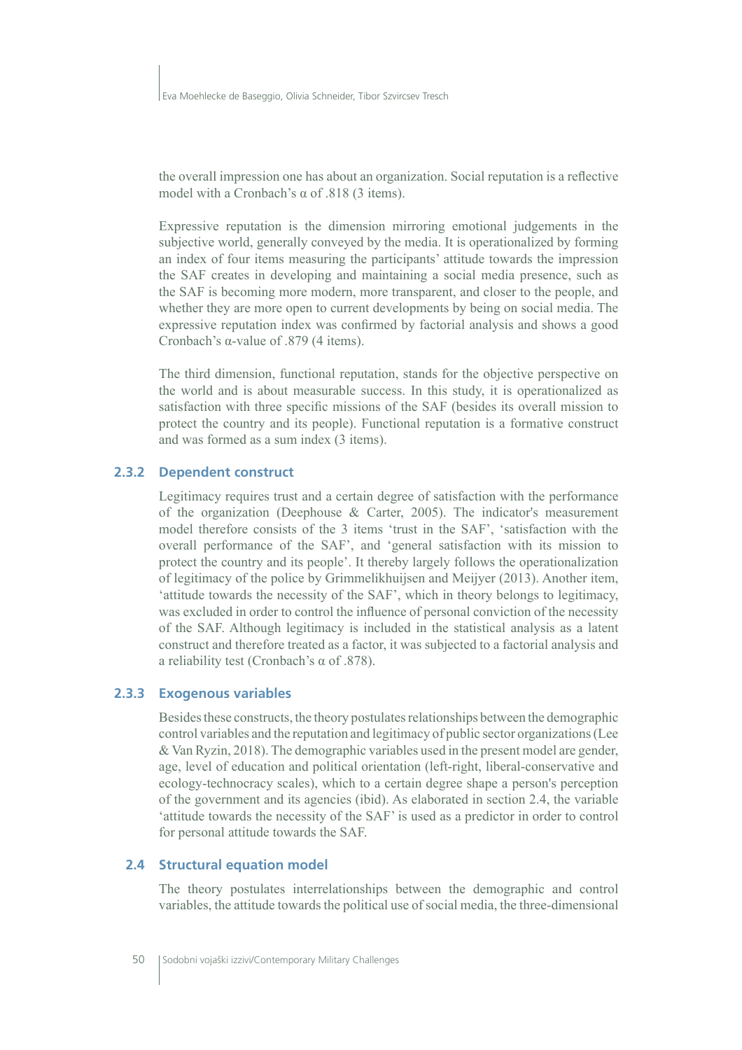the overall impression one has about an organization. Social reputation is a reflective model with a Cronbach's α of .818 (3 items).

Expressive reputation is the dimension mirroring emotional judgements in the subjective world, generally conveyed by the media. It is operationalized by forming an index of four items measuring the participants' attitude towards the impression the SAF creates in developing and maintaining a social media presence, such as the SAF is becoming more modern, more transparent, and closer to the people, and whether they are more open to current developments by being on social media. The expressive reputation index was confirmed by factorial analysis and shows a good Cronbach's α-value of .879 (4 items).

The third dimension, functional reputation, stands for the objective perspective on the world and is about measurable success. In this study, it is operationalized as satisfaction with three specific missions of the SAF (besides its overall mission to protect the country and its people). Functional reputation is a formative construct and was formed as a sum index (3 items).

### 2.3.2 Dependent construct

Legitimacy requires trust and a certain degree of satisfaction with the performance of the organization (Deephouse & Carter, 2005). The indicator's measurement model therefore consists of the 3 items 'trust in the SAF', 'satisfaction with the overall performance of the SAF', and 'general satisfaction with its mission to protect the country and its people'. It thereby largely follows the operationalization of legitimacy of the police by Grimmelikhuijsen and Meijyer (2013). Another item, 'attitude towards the necessity of the SAF', which in theory belongs to legitimacy, was excluded in order to control the influence of personal conviction of the necessity of the SAF. Although legitimacy is included in the statistical analysis as a latent construct and therefore treated as a factor, it was subjected to a factorial analysis and a reliability test (Cronbach's α of .878).

### 2.3.3 Exogenous variables

Besides these constructs, the theory postulates relationships between the demographic control variables and the reputation and legitimacy of public sector organizations (Lee & Van Ryzin, 2018). The demographic variables used in the present model are gender, age, level of education and political orientation (left-right, liberal-conservative and ecology-technocracy scales), which to a certain degree shape a person's perception of the government and its agencies (ibid). As elaborated in section 2.4, the variable 'attitude towards the necessity of the SAF' is used as a predictor in order to control for personal attitude towards the SAF.

## 2.4 Structural equation model

The theory postulates interrelationships between the demographic and control variables, the attitude towards the political use of social media, the three-dimensional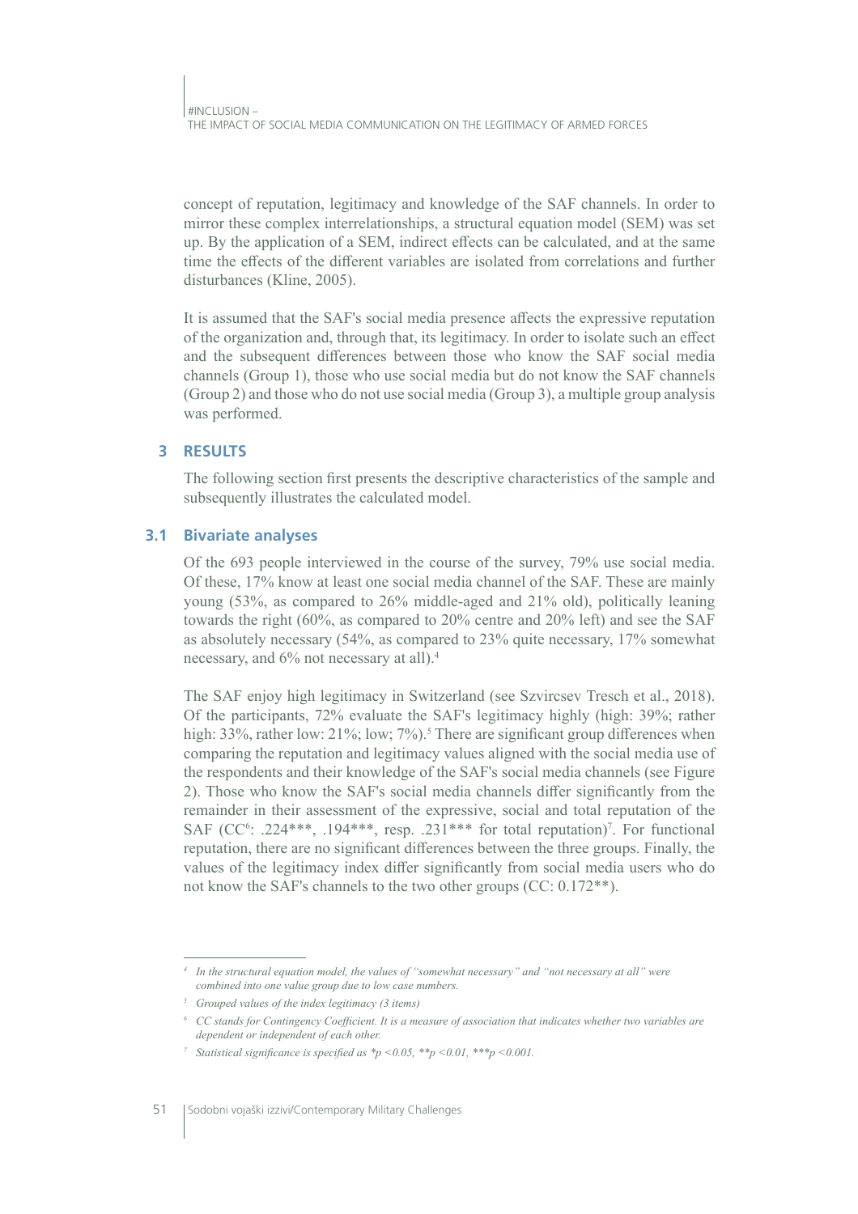concept of reputation, legitimacy and knowledge of the SAF channels. In order to mirror these complex interrelationships, a structural equation model (SEM) was set up. By the application of a SEM, indirect effects can be calculated, and at the same time the effects of the different variables are isolated from correlations and further disturbances (Kline, 2005).

It is assumed that the SAF's social media presence affects the expressive reputation of the organization and, through that, its legitimacy. In order to isolate such an effect and the subsequent differences between those who know the SAF social media channels (Group 1), those who use social media but do not know the SAF channels (Group 2) and those who do not use social media (Group 3), a multiple group analysis was performed.

## 3 RESULTS

The following section first presents the descriptive characteristics of the sample and subsequently illustrates the calculated model.

### 3.1 Bivariate analyses

Of the 693 people interviewed in the course of the survey, 79% use social media. Of these, 17% know at least one social media channel of the SAF. These are mainly young (53%, as compared to 26% middle-aged and 21% old), politically leaning towards the right (60%, as compared to 20% centre and 20% left) and see the SAF as absolutely necessary (54%, as compared to 23% quite necessary, 17% somewhat necessary, and 6% not necessary at all).[4]

The SAF enjoy high legitimacy in Switzerland (see Szvircsev Tresch et al., 2018). Of the participants, 72% evaluate the SAF's legitimacy highly (high: 39%; rather high: 33%, rather low: 21%; low; 7%).[5] There are significant group differences when comparing the reputation and legitimacy values aligned with the social media use of the respondents and their knowledge of the SAF's social media channels (see Figure 2). Those who know the SAF's social media channels differ significantly from the remainder in their assessment of the expressive, social and total reputation of the SAF (CC[6]: .224***, .194***, resp. .231*** for total reputation)[7]. For functional reputation, there are no significant differences between the three groups. Finally, the values of the legitimacy index differ significantly from social media users who do not know the SAF's channels to the two other groups (CC: 0.172**).

---

[4] *In the structural equation model, the values of "somewhat necessary" and "not necessary at all" were combined into one value group due to low case numbers.*

[5] *Grouped values of the index legitimacy (3 items)*

[6] *CC stands for Contingency Coefficient. It is a measure of association that indicates whether two variables are dependent or independent of each other.*

[7] *Statistical significance is specified as *p <0.05, **p <0.01, ***p <0.001.*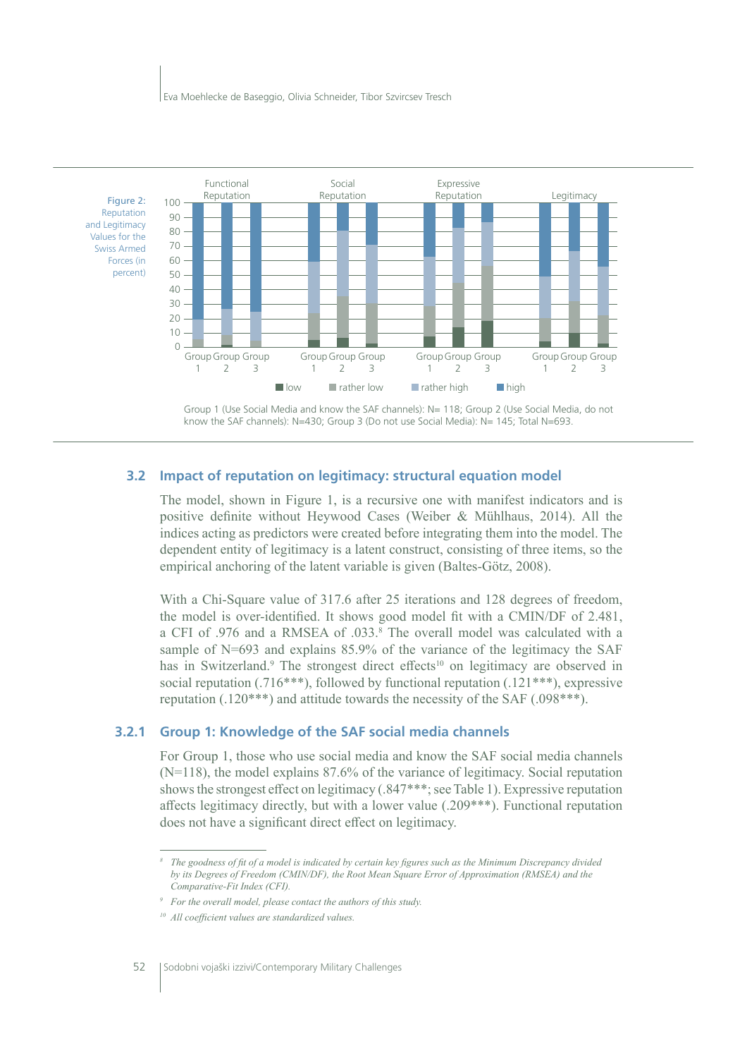Figure 2: Reputation and Legitimacy Values for the Swiss Armed Forces (in percent)

Group 1 (Use Social Media and know the SAF channels): N= 118; Group 2 (Use Social Media, do not know the SAF channels): N=430; Group 3 (Do not use Social Media): N= 145; Total N=693.

### 3.2 Impact of reputation on legitimacy: structural equation model

The model, shown in Figure 1, is a recursive one with manifest indicators and is positive definite without Heywood Cases (Weiber & Mühlhaus, 2014). All the indices acting as predictors were created before integrating them into the model. The dependent entity of legitimacy is a latent construct, consisting of three items, so the empirical anchoring of the latent variable is given (Baltes-Götz, 2008).

With a Chi-Square value of 317.6 after 25 iterations and 128 degrees of freedom, the model is over-identified. It shows good model fit with a CMIN/DF of 2.481, a CFI of .976 and a RMSEA of .033.[8] The overall model was calculated with a sample of N=693 and explains 85.9% of the variance of the legitimacy the SAF has in Switzerland.[9] The strongest direct effects[10] on legitimacy are observed in social reputation (.716***), followed by functional reputation (.121***), expressive reputation (.120***) and attitude towards the necessity of the SAF (.098***).

#### 3.2.1 Group 1: Knowledge of the SAF social media channels

For Group 1, those who use social media and know the SAF social media channels (N=118), the model explains 87.6% of the variance of legitimacy. Social reputation shows the strongest effect on legitimacy (.847***; see Table 1). Expressive reputation affects legitimacy directly, but with a lower value (.209***). Functional reputation does not have a significant direct effect on legitimacy.

---

[8] *The goodness of fit of a model is indicated by certain key figures such as the Minimum Discrepancy divided by its Degrees of Freedom (CMIN/DF), the Root Mean Square Error of Approximation (RMSEA) and the Comparative-Fit Index (CFI).*

[9] *For the overall model, please contact the authors of this study.*

[10] *All coefficient values are standardized values.*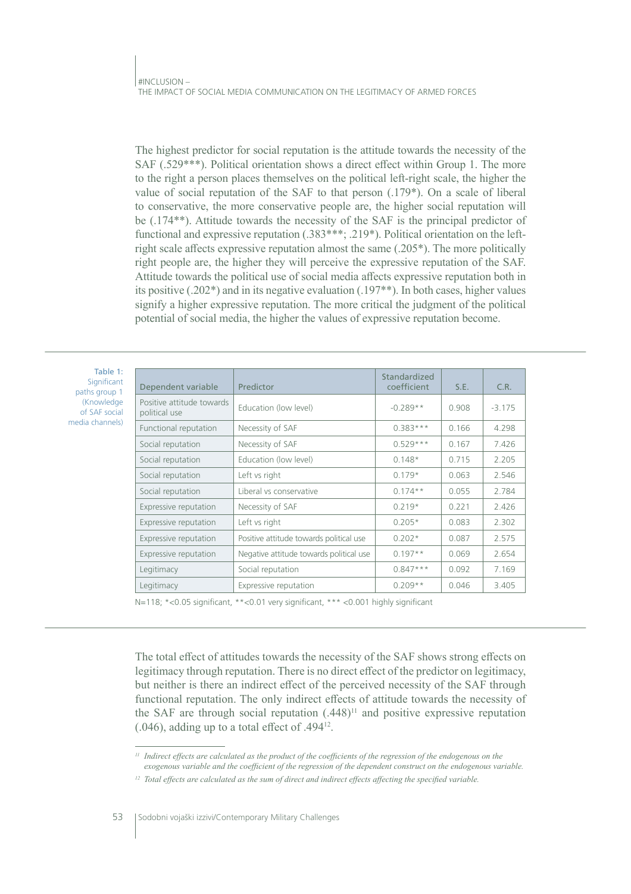The highest predictor for social reputation is the attitude towards the necessity of the SAF (.529***). Political orientation shows a direct effect within Group 1. The more to the right a person places themselves on the political left-right scale, the higher the value of social reputation of the SAF to that person (.179*). On a scale of liberal to conservative, the more conservative people are, the higher social reputation will be (.174**). Attitude towards the necessity of the SAF is the principal predictor of functional and expressive reputation (.383***; .219*). Political orientation on the left-right scale affects expressive reputation almost the same (.205*). The more politically right people are, the higher they will perceive the expressive reputation of the SAF. Attitude towards the political use of social media affects expressive reputation both in its positive (.202*) and in its negative evaluation (.197**). In both cases, higher values signify a higher expressive reputation. The more critical the judgment of the political potential of social media, the higher the values of expressive reputation become.

Table 1: Significant paths group 1 (Knowledge of SAF social media channels)

| Dependent variable | Predictor | Standardized coefficient | S.E. | C.R. |
|---|---|---|---|---|
| Positive attitude towards political use | Education (low level) | -0.289** | 0.908 | -3.175 |
| Functional reputation | Necessity of SAF | 0.383*** | 0.166 | 4.298 |
| Social reputation | Necessity of SAF | 0.529*** | 0.167 | 7.426 |
| Social reputation | Education (low level) | 0.148* | 0.715 | 2.205 |
| Social reputation | Left vs right | 0.179* | 0.063 | 2.546 |
| Social reputation | Liberal vs conservative | 0.174** | 0.055 | 2.784 |
| Expressive reputation | Necessity of SAF | 0.219* | 0.221 | 2.426 |
| Expressive reputation | Left vs right | 0.205* | 0.083 | 2.302 |
| Expressive reputation | Positive attitude towards political use | 0.202* | 0.087 | 2.575 |
| Expressive reputation | Negative attitude towards political use | 0.197** | 0.069 | 2.654 |
| Legitimacy | Social reputation | 0.847*** | 0.092 | 7.169 |
| Legitimacy | Expressive reputation | 0.209** | 0.046 | 3.405 |

N=118; *<0.05 significant, **<0.01 very significant, *** <0.001 highly significant

The total effect of attitudes towards the necessity of the SAF shows strong effects on legitimacy through reputation. There is no direct effect of the predictor on legitimacy, but neither is there an indirect effect of the perceived necessity of the SAF through functional reputation. The only indirect effects of attitude towards the necessity of the SAF are through social reputation (.448)[11] and positive expressive reputation (.046), adding up to a total effect of .494[12].

[11] *Indirect effects are calculated as the product of the coefficients of the regression of the endogenous on the exogenous variable and the coefficient of the regression of the dependent construct on the endogenous variable.*

[12] *Total effects are calculated as the sum of direct and indirect effects affecting the specified variable.*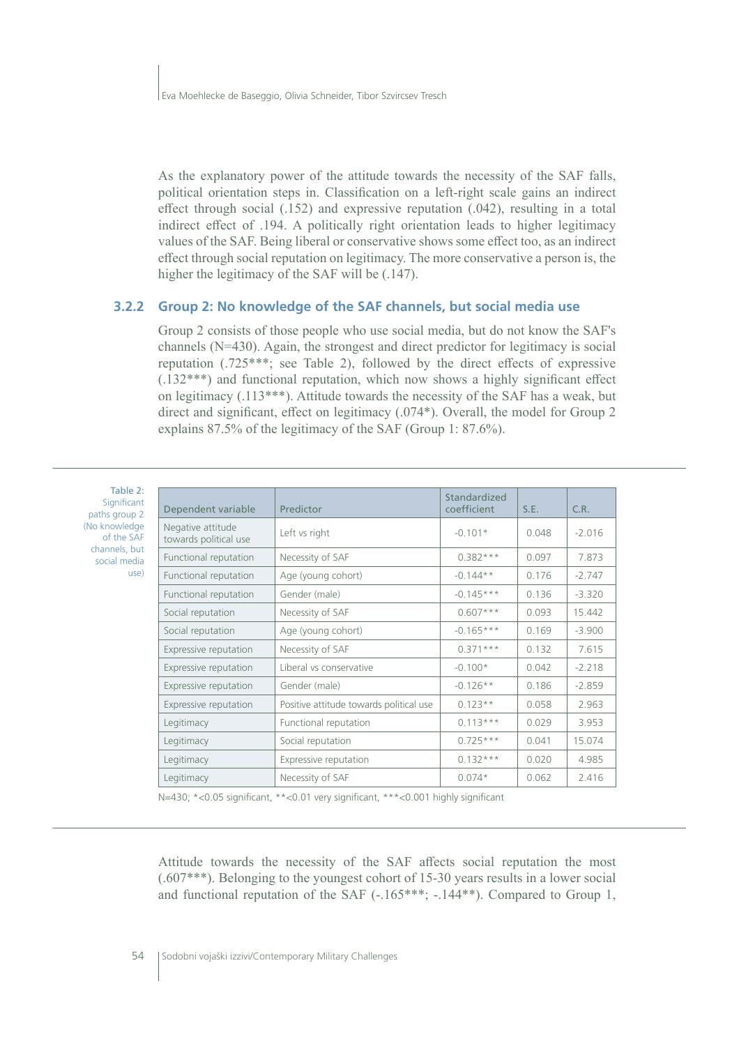As the explanatory power of the attitude towards the necessity of the SAF falls, political orientation steps in. Classification on a left-right scale gains an indirect effect through social (.152) and expressive reputation (.042), resulting in a total indirect effect of .194. A politically right orientation leads to higher legitimacy values of the SAF. Being liberal or conservative shows some effect too, as an indirect effect through social reputation on legitimacy. The more conservative a person is, the higher the legitimacy of the SAF will be (.147).

### 3.2.2 Group 2: No knowledge of the SAF channels, but social media use

Group 2 consists of those people who use social media, but do not know the SAF's channels (N=430). Again, the strongest and direct predictor for legitimacy is social reputation (.725***; see Table 2), followed by the direct effects of expressive (.132***) and functional reputation, which now shows a highly significant effect on legitimacy (.113***). Attitude towards the necessity of the SAF has a weak, but direct and significant, effect on legitimacy (.074*). Overall, the model for Group 2 explains 87.5% of the legitimacy of the SAF (Group 1: 87.6%).

Table 2: Significant paths group 2 (No knowledge of the SAF channels, but social media use)

| Dependent variable | Predictor | Standardized coefficient | S.E. | C.R. |
|---|---|---|---|---|
| Negative attitude towards political use | Left vs right | -0.101* | 0.048 | -2.016 |
| Functional reputation | Necessity of SAF | 0.382*** | 0.097 | 7.873 |
| Functional reputation | Age (young cohort) | -0.144** | 0.176 | -2.747 |
| Functional reputation | Gender (male) | -0.145*** | 0.136 | -3.320 |
| Social reputation | Necessity of SAF | 0.607*** | 0.093 | 15.442 |
| Social reputation | Age (young cohort) | -0.165*** | 0.169 | -3.900 |
| Expressive reputation | Necessity of SAF | 0.371*** | 0.132 | 7.615 |
| Expressive reputation | Liberal vs conservative | -0.100* | 0.042 | -2.218 |
| Expressive reputation | Gender (male) | -0.126** | 0.186 | -2.859 |
| Expressive reputation | Positive attitude towards political use | 0.123** | 0.058 | 2.963 |
| Legitimacy | Functional reputation | 0.113*** | 0.029 | 3.953 |
| Legitimacy | Social reputation | 0.725*** | 0.041 | 15.074 |
| Legitimacy | Expressive reputation | 0.132*** | 0.020 | 4.985 |
| Legitimacy | Necessity of SAF | 0.074* | 0.062 | 2.416 |

N=430; *<0.05 significant, **<0.01 very significant, ***<0.001 highly significant

Attitude towards the necessity of the SAF affects social reputation the most (.607***). Belonging to the youngest cohort of 15-30 years results in a lower social and functional reputation of the SAF (-.165***; -.144**). Compared to Group 1,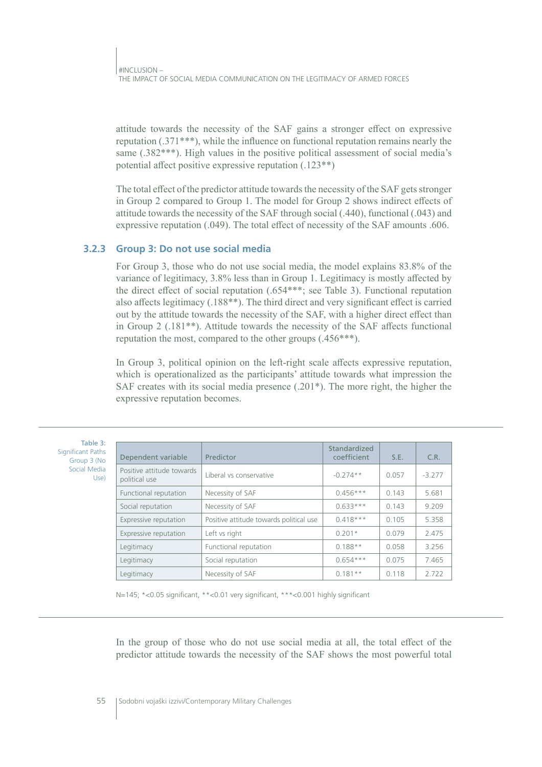attitude towards the necessity of the SAF gains a stronger effect on expressive reputation (.371***), while the influence on functional reputation remains nearly the same (.382***). High values in the positive political assessment of social media's potential affect positive expressive reputation (.123**)

The total effect of the predictor attitude towards the necessity of the SAF gets stronger in Group 2 compared to Group 1. The model for Group 2 shows indirect effects of attitude towards the necessity of the SAF through social (.440), functional (.043) and expressive reputation (.049). The total effect of necessity of the SAF amounts .606.

### 3.2.3 Group 3: Do not use social media

For Group 3, those who do not use social media, the model explains 83.8% of the variance of legitimacy, 3.8% less than in Group 1. Legitimacy is mostly affected by the direct effect of social reputation (.654***; see Table 3). Functional reputation also affects legitimacy (.188**). The third direct and very significant effect is carried out by the attitude towards the necessity of the SAF, with a higher direct effect than in Group 2 (.181**). Attitude towards the necessity of the SAF affects functional reputation the most, compared to the other groups (.456***).

In Group 3, political opinion on the left-right scale affects expressive reputation, which is operationalized as the participants' attitude towards what impression the SAF creates with its social media presence (.201*). The more right, the higher the expressive reputation becomes.

Table 3: Significant Paths Group 3 (No Social Media Use)

| Dependent variable | Predictor | Standardized coefficient | S.E. | C.R. |
|---|---|---|---|---|
| Positive attitude towards political use | Liberal vs conservative | -0.274** | 0.057 | -3.277 |
| Functional reputation | Necessity of SAF | 0.456*** | 0.143 | 5.681 |
| Social reputation | Necessity of SAF | 0.633*** | 0.143 | 9.209 |
| Expressive reputation | Positive attitude towards political use | 0.418*** | 0.105 | 5.358 |
| Expressive reputation | Left vs right | 0.201* | 0.079 | 2.475 |
| Legitimacy | Functional reputation | 0.188** | 0.058 | 3.256 |
| Legitimacy | Social reputation | 0.654*** | 0.075 | 7.465 |
| Legitimacy | Necessity of SAF | 0.181** | 0.118 | 2.722 |

N=145; *<0.05 significant, **<0.01 very significant, ***<0.001 highly significant

In the group of those who do not use social media at all, the total effect of the predictor attitude towards the necessity of the SAF shows the most powerful total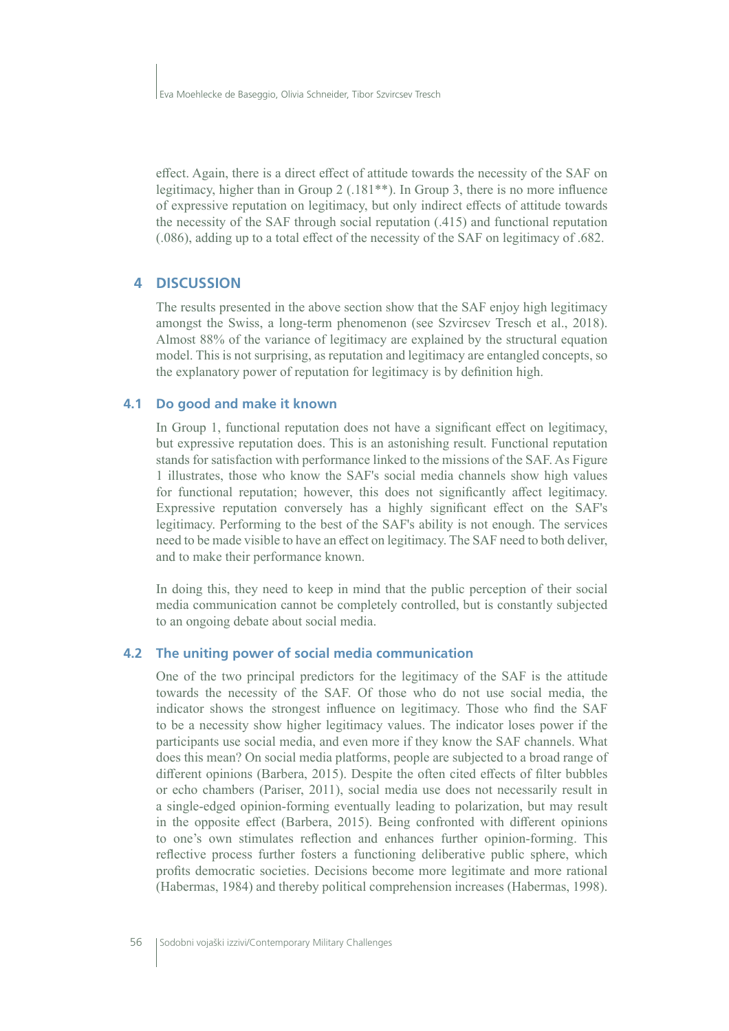effect. Again, there is a direct effect of attitude towards the necessity of the SAF on legitimacy, higher than in Group 2 (.181**). In Group 3, there is no more influence of expressive reputation on legitimacy, but only indirect effects of attitude towards the necessity of the SAF through social reputation (.415) and functional reputation (.086), adding up to a total effect of the necessity of the SAF on legitimacy of .682.

## 4 DISCUSSION

The results presented in the above section show that the SAF enjoy high legitimacy amongst the Swiss, a long-term phenomenon (see Szvircsev Tresch et al., 2018). Almost 88% of the variance of legitimacy are explained by the structural equation model. This is not surprising, as reputation and legitimacy are entangled concepts, so the explanatory power of reputation for legitimacy is by definition high.

### 4.1 Do good and make it known

In Group 1, functional reputation does not have a significant effect on legitimacy, but expressive reputation does. This is an astonishing result. Functional reputation stands for satisfaction with performance linked to the missions of the SAF. As Figure 1 illustrates, those who know the SAF's social media channels show high values for functional reputation; however, this does not significantly affect legitimacy. Expressive reputation conversely has a highly significant effect on the SAF's legitimacy. Performing to the best of the SAF's ability is not enough. The services need to be made visible to have an effect on legitimacy. The SAF need to both deliver, and to make their performance known.

In doing this, they need to keep in mind that the public perception of their social media communication cannot be completely controlled, but is constantly subjected to an ongoing debate about social media.

### 4.2 The uniting power of social media communication

One of the two principal predictors for the legitimacy of the SAF is the attitude towards the necessity of the SAF. Of those who do not use social media, the indicator shows the strongest influence on legitimacy. Those who find the SAF to be a necessity show higher legitimacy values. The indicator loses power if the participants use social media, and even more if they know the SAF channels. What does this mean? On social media platforms, people are subjected to a broad range of different opinions (Barbera, 2015). Despite the often cited effects of filter bubbles or echo chambers (Pariser, 2011), social media use does not necessarily result in a single-edged opinion-forming eventually leading to polarization, but may result in the opposite effect (Barbera, 2015). Being confronted with different opinions to one's own stimulates reflection and enhances further opinion-forming. This reflective process further fosters a functioning deliberative public sphere, which profits democratic societies. Decisions become more legitimate and more rational (Habermas, 1984) and thereby political comprehension increases (Habermas, 1998).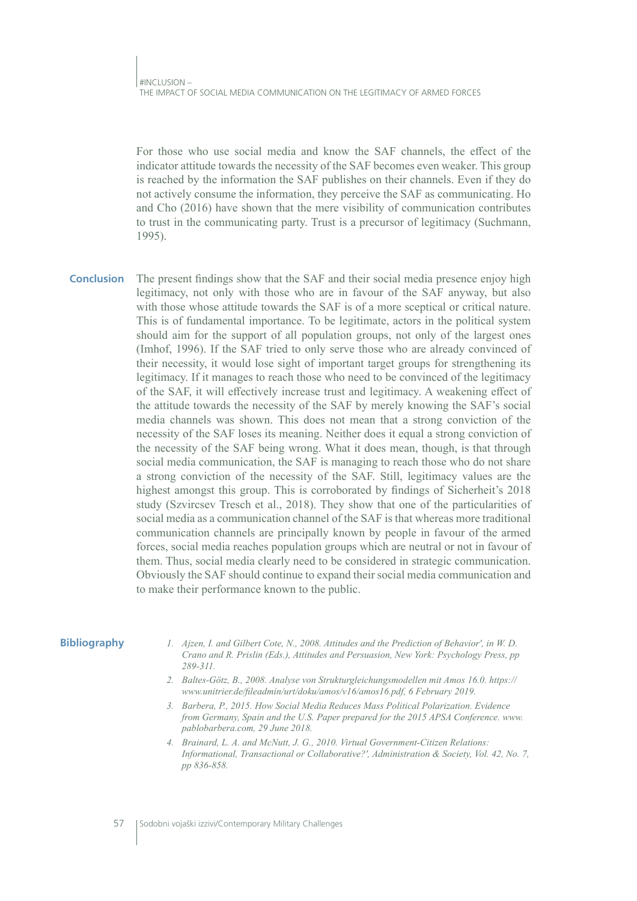For those who use social media and know the SAF channels, the effect of the indicator attitude towards the necessity of the SAF becomes even weaker. This group is reached by the information the SAF publishes on their channels. Even if they do not actively consume the information, they perceive the SAF as communicating. Ho and Cho (2016) have shown that the mere visibility of communication contributes to trust in the communicating party. Trust is a precursor of legitimacy (Suchmann, 1995).

## Conclusion

The present findings show that the SAF and their social media presence enjoy high legitimacy, not only with those who are in favour of the SAF anyway, but also with those whose attitude towards the SAF is of a more sceptical or critical nature. This is of fundamental importance. To be legitimate, actors in the political system should aim for the support of all population groups, not only of the largest ones (Imhof, 1996). If the SAF tried to only serve those who are already convinced of their necessity, it would lose sight of important target groups for strengthening its legitimacy. If it manages to reach those who need to be convinced of the legitimacy of the SAF, it will effectively increase trust and legitimacy. A weakening effect of the attitude towards the necessity of the SAF by merely knowing the SAF's social media channels was shown. This does not mean that a strong conviction of the necessity of the SAF loses its meaning. Neither does it equal a strong conviction of the necessity of the SAF being wrong. What it does mean, though, is that through social media communication, the SAF is managing to reach those who do not share a strong conviction of the necessity of the SAF. Still, legitimacy values are the highest amongst this group. This is corroborated by findings of Sicherheit's 2018 study (Szvircsev Tresch et al., 2018). They show that one of the particularities of social media as a communication channel of the SAF is that whereas more traditional communication channels are principally known by people in favour of the armed forces, social media reaches population groups which are neutral or not in favour of them. Thus, social media clearly need to be considered in strategic communication. Obviously the SAF should continue to expand their social media communication and to make their performance known to the public.

## Bibliography

1. *Ajzen, I. and Gilbert Cote, N., 2008. Attitudes and the Prediction of Behavior', in W. D. Crano and R. Prislin (Eds.), Attitudes and Persuasion, New York: Psychology Press, pp 289-311.*
2. *Baltes-Götz, B., 2008. Analyse von Strukturgleichungsmodellen mit Amos 16.0. https://www.unitrier.de/fileadmin/urt/doku/amos/v16/amos16.pdf, 6 February 2019.*
3. *Barbera, P., 2015. How Social Media Reduces Mass Political Polarization. Evidence from Germany, Spain and the U.S. Paper prepared for the 2015 APSA Conference. www.pablobarbera.com, 29 June 2018.*
4. *Brainard, L. A. and McNutt, J. G., 2010. Virtual Government-Citizen Relations: Informational, Transactional or Collaborative?', Administration & Society, Vol. 42, No. 7, pp 836-858.*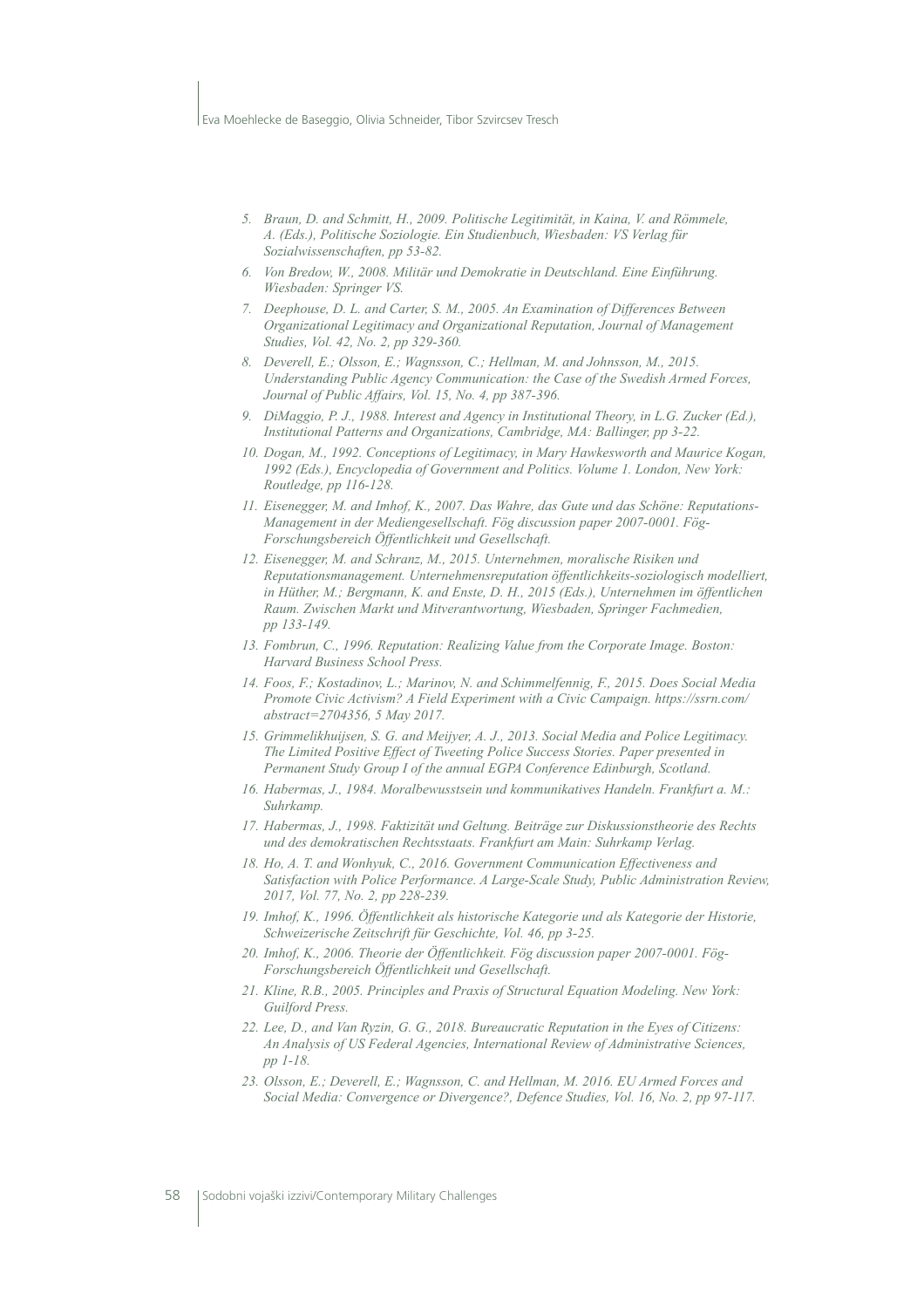5. *Braun, D. and Schmitt, H., 2009. Politische Legitimität, in Kaina, V. and Römmele, A. (Eds.), Politische Soziologie. Ein Studienbuch, Wiesbaden: VS Verlag für Sozialwissenschaften, pp 53-82.*
6. *Von Bredow, W., 2008. Militär und Demokratie in Deutschland. Eine Einführung. Wiesbaden: Springer VS.*
7. *Deephouse, D. L. and Carter, S. M., 2005. An Examination of Differences Between Organizational Legitimacy and Organizational Reputation, Journal of Management Studies, Vol. 42, No. 2, pp 329-360.*
8. *Deverell, E.; Olsson, E.; Wagnsson, C.; Hellman, M. and Johnsson, M., 2015. Understanding Public Agency Communication: the Case of the Swedish Armed Forces, Journal of Public Affairs, Vol. 15, No. 4, pp 387-396.*
9. *DiMaggio, P. J., 1988. Interest and Agency in Institutional Theory, in L.G. Zucker (Ed.), Institutional Patterns and Organizations, Cambridge, MA: Ballinger, pp 3-22.*
10. *Dogan, M., 1992. Conceptions of Legitimacy, in Mary Hawkesworth and Maurice Kogan, 1992 (Eds.), Encyclopedia of Government and Politics. Volume 1. London, New York: Routledge, pp 116-128.*
11. *Eisenegger, M. and Imhof, K., 2007. Das Wahre, das Gute und das Schöne: Reputations-Management in der Mediengesellschaft. Fög discussion paper 2007-0001. Fög-Forschungsbereich Öffentlichkeit und Gesellschaft.*
12. *Eisenegger, M. and Schranz, M., 2015. Unternehmen, moralische Risiken und Reputationsmanagement. Unternehmensreputation öffentlichkeits-soziologisch modelliert, in Hüther, M.; Bergmann, K. and Enste, D. H., 2015 (Eds.), Unternehmen im öffentlichen Raum. Zwischen Markt und Mitverantwortung, Wiesbaden, Springer Fachmedien, pp 133-149.*
13. *Fombrun, C., 1996. Reputation: Realizing Value from the Corporate Image. Boston: Harvard Business School Press.*
14. *Foos, F.; Kostadinov, L.; Marinov, N. and Schimmelfennig, F., 2015. Does Social Media Promote Civic Activism? A Field Experiment with a Civic Campaign. https://ssrn.com/abstract=2704356, 5 May 2017.*
15. *Grimmelikhuijsen, S. G. and Meijyer, A. J., 2013. Social Media and Police Legitimacy. The Limited Positive Effect of Tweeting Police Success Stories. Paper presented in Permanent Study Group I of the annual EGPA Conference Edinburgh, Scotland.*
16. *Habermas, J., 1984. Moralbewusstsein und kommunikatives Handeln. Frankfurt a. M.: Suhrkamp.*
17. *Habermas, J., 1998. Faktizität und Geltung. Beiträge zur Diskussionstheorie des Rechts und des demokratischen Rechtsstaats. Frankfurt am Main: Suhrkamp Verlag.*
18. *Ho, A. T. and Wonhyuk, C., 2016. Government Communication Effectiveness and Satisfaction with Police Performance. A Large-Scale Study, Public Administration Review, 2017, Vol. 77, No. 2, pp 228-239.*
19. *Imhof, K., 1996. Öffentlichkeit als historische Kategorie und als Kategorie der Historie, Schweizerische Zeitschrift für Geschichte, Vol. 46, pp 3-25.*
20. *Imhof, K., 2006. Theorie der Öffentlichkeit. Fög discussion paper 2007-0001. Fög-Forschungsbereich Öffentlichkeit und Gesellschaft.*
21. *Kline, R.B., 2005. Principles and Praxis of Structural Equation Modeling. New York: Guilford Press.*
22. *Lee, D., and Van Ryzin, G. G., 2018. Bureaucratic Reputation in the Eyes of Citizens: An Analysis of US Federal Agencies, International Review of Administrative Sciences, pp 1-18.*
23. *Olsson, E.; Deverell, E.; Wagnsson, C. and Hellman, M. 2016. EU Armed Forces and Social Media: Convergence or Divergence?, Defence Studies, Vol. 16, No. 2, pp 97-117.*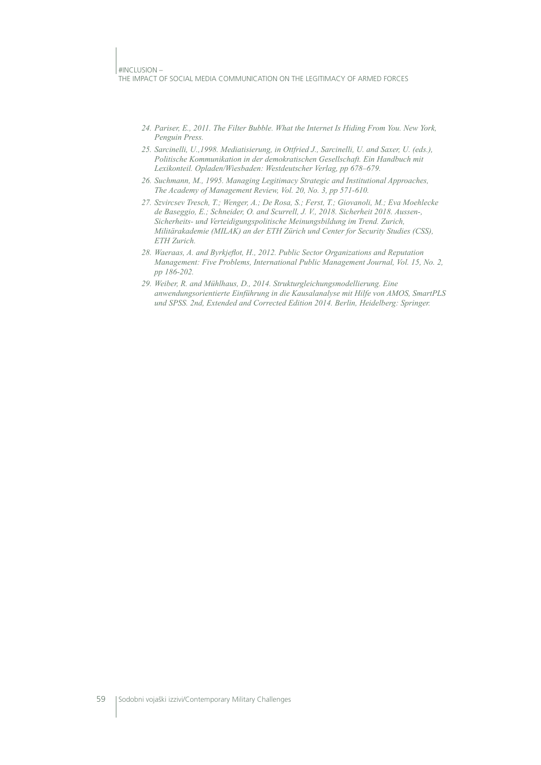24. *Pariser, E., 2011. The Filter Bubble. What the Internet Is Hiding From You. New York, Penguin Press.*
25. *Sarcinelli, U.,1998. Mediatisierung, in Ottfried J., Sarcinelli, U. and Saxer, U. (eds.), Politische Kommunikation in der demokratischen Gesellschaft. Ein Handbuch mit Lexikonteil. Opladen/Wiesbaden: Westdeutscher Verlag, pp 678–679.*
26. *Suchmann, M., 1995. Managing Legitimacy Strategic and Institutional Approaches, The Academy of Management Review, Vol. 20, No. 3, pp 571-610.*
27. *Szvircsev Tresch, T.; Wenger, A.; De Rosa, S.; Ferst, T.; Giovanoli, M.; Eva Moehlecke de Baseggio, E.; Schneider, O. and Scurrell, J. V., 2018. Sicherheit 2018. Aussen-, Sicherheits- und Verteidigungspolitische Meinungsbildung im Trend. Zurich, Militärakademie (MILAK) an der ETH Zürich und Center for Security Studies (CSS), ETH Zurich.*
28. *Waeraas, A. and Byrkjeflot, H., 2012. Public Sector Organizations and Reputation Management: Five Problems, International Public Management Journal, Vol. 15, No. 2, pp 186-202.*
29. *Weiber, R. and Mühlhaus, D., 2014. Strukturgleichungsmodellierung. Eine anwendungsorientierte Einführung in die Kausalanalyse mit Hilfe von AMOS, SmartPLS und SPSS. 2nd, Extended and Corrected Edition 2014. Berlin, Heidelberg: Springer.*